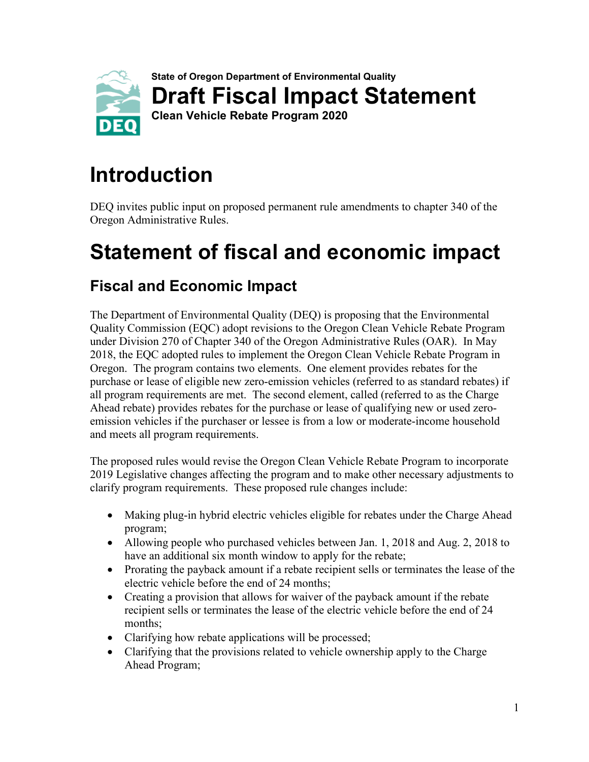State of Oregon Department of Environmental Quality

# Draft Fiscal Impact Statement

**Clean Vehicle Rebate Program 2020**

# Introduction

DEQ invites public input on proposed permanent rule amendments to chapter 340 of the Oregon Administrative Rules.

# Statement of fiscal and economic impact

## Fiscal and Economic Impact

The Department of Environmental Quality (DEQ) is proposing that the Environmental Quality Commission (EQC) adopt revisions to the Oregon Clean Vehicle Rebate Program under Division 270 of Chapter 340 of the Oregon Administrative Rules (OAR). In May 2018, the EQC adopted rules to implement the Oregon Clean Vehicle Rebate Program in Oregon. The program contains two elements. One element provides rebates for the purchase or lease of eligible new zero-emission vehicles (referred to as standard rebates) if all program requirements are met. The second element, called (referred to as the Charge Ahead rebate) provides rebates for the purchase or lease of qualifying new or used zero-emission vehicles if the purchaser or lessee is from a low or moderate-income household and meets all program requirements.

The proposed rules would revise the Oregon Clean Vehicle Rebate Program to incorporate 2019 Legislative changes affecting the program and to make other necessary adjustments to clarify program requirements. These proposed rule changes include:

- Making plug-in hybrid electric vehicles eligible for rebates under the Charge Ahead program;
- Allowing people who purchased vehicles between Jan. 1, 2018 and Aug. 2, 2018 to have an additional six month window to apply for the rebate;
- Prorating the payback amount if a rebate recipient sells or terminates the lease of the electric vehicle before the end of 24 months;
- Creating a provision that allows for waiver of the payback amount if the rebate recipient sells or terminates the lease of the electric vehicle before the end of 24 months;
- Clarifying how rebate applications will be processed;
- Clarifying that the provisions related to vehicle ownership apply to the Charge Ahead Program;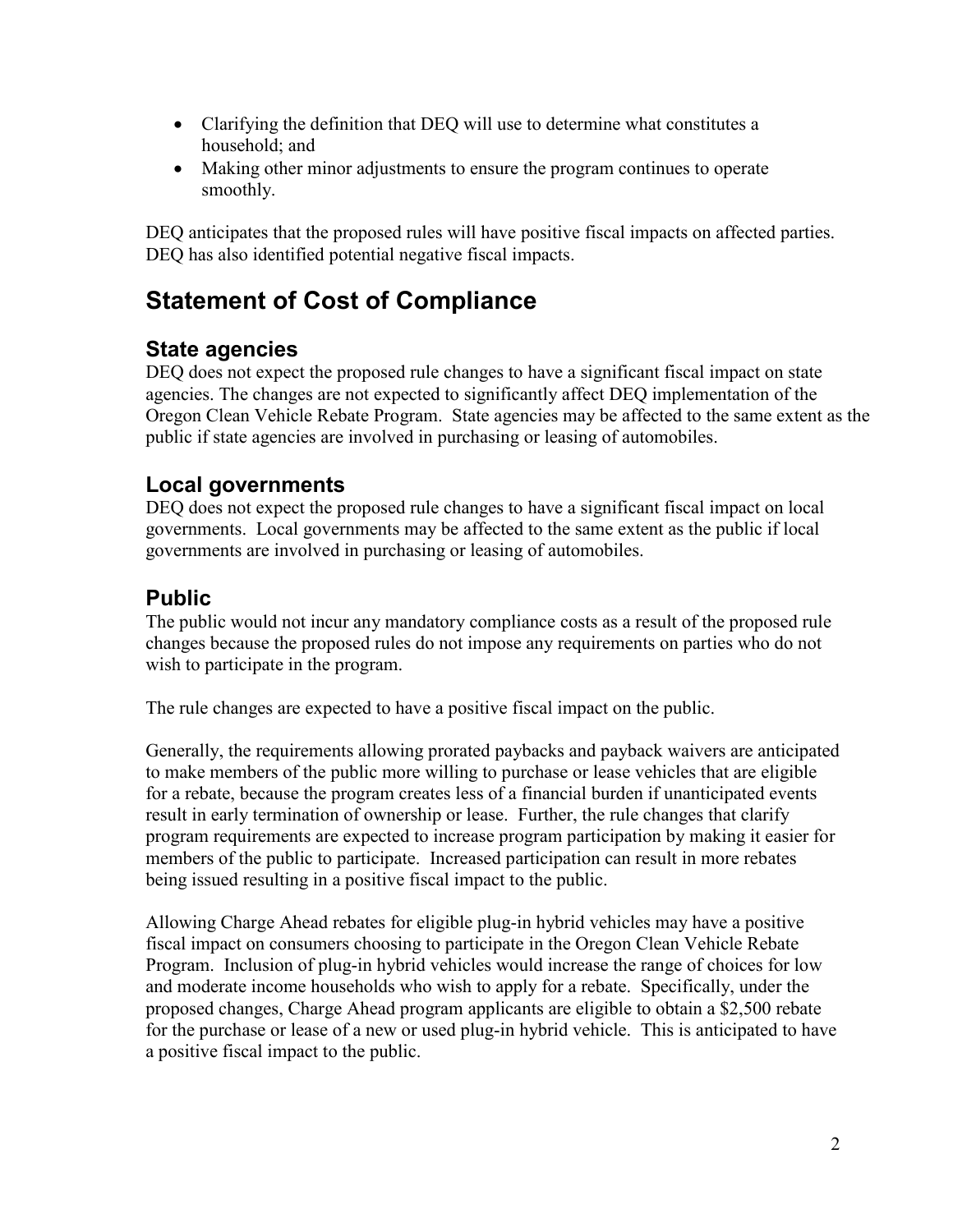- Clarifying the definition that DEQ will use to determine what constitutes a household; and
- Making other minor adjustments to ensure the program continues to operate smoothly.

DEQ anticipates that the proposed rules will have positive fiscal impacts on affected parties. DEQ has also identified potential negative fiscal impacts.

# Statement of Cost of Compliance

## State agencies

DEQ does not expect the proposed rule changes to have a significant fiscal impact on state agencies. The changes are not expected to significantly affect DEQ implementation of the Oregon Clean Vehicle Rebate Program. State agencies may be affected to the same extent as the public if state agencies are involved in purchasing or leasing of automobiles.

## Local governments

DEQ does not expect the proposed rule changes to have a significant fiscal impact on local governments. Local governments may be affected to the same extent as the public if local governments are involved in purchasing or leasing of automobiles.

## Public

The public would not incur any mandatory compliance costs as a result of the proposed rule changes because the proposed rules do not impose any requirements on parties who do not wish to participate in the program.

The rule changes are expected to have a positive fiscal impact on the public.

Generally, the requirements allowing prorated paybacks and payback waivers are anticipated to make members of the public more willing to purchase or lease vehicles that are eligible for a rebate, because the program creates less of a financial burden if unanticipated events result in early termination of ownership or lease. Further, the rule changes that clarify program requirements are expected to increase program participation by making it easier for members of the public to participate. Increased participation can result in more rebates being issued resulting in a positive fiscal impact to the public.

Allowing Charge Ahead rebates for eligible plug-in hybrid vehicles may have a positive fiscal impact on consumers choosing to participate in the Oregon Clean Vehicle Rebate Program. Inclusion of plug-in hybrid vehicles would increase the range of choices for low and moderate income households who wish to apply for a rebate. Specifically, under the proposed changes, Charge Ahead program applicants are eligible to obtain a $2,500 rebate for the purchase or lease of a new or used plug-in hybrid vehicle. This is anticipated to have a positive fiscal impact to the public.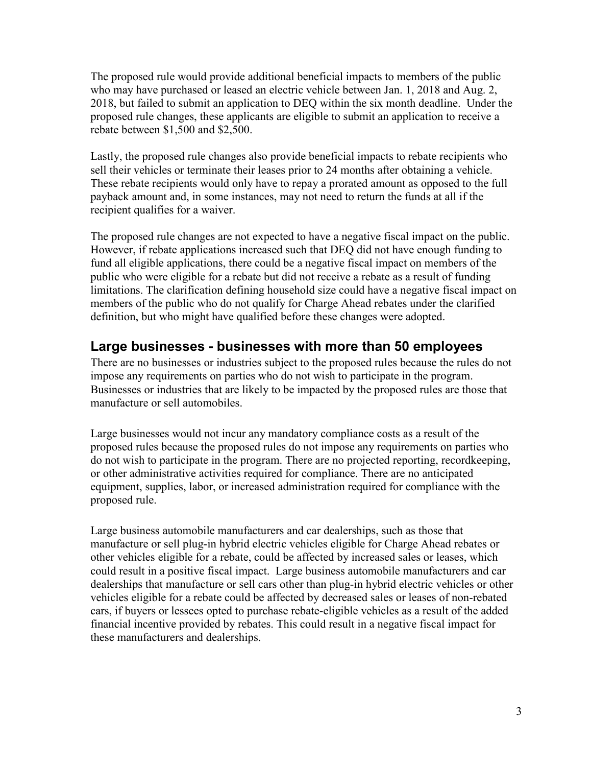The proposed rule would provide additional beneficial impacts to members of the public who may have purchased or leased an electric vehicle between Jan. 1, 2018 and Aug. 2, 2018, but failed to submit an application to DEQ within the six month deadline. Under the proposed rule changes, these applicants are eligible to submit an application to receive a rebate between $1,500 and $2,500.

Lastly, the proposed rule changes also provide beneficial impacts to rebate recipients who sell their vehicles or terminate their leases prior to 24 months after obtaining a vehicle. These rebate recipients would only have to repay a prorated amount as opposed to the full payback amount and, in some instances, may not need to return the funds at all if the recipient qualifies for a waiver.

The proposed rule changes are not expected to have a negative fiscal impact on the public. However, if rebate applications increased such that DEQ did not have enough funding to fund all eligible applications, there could be a negative fiscal impact on members of the public who were eligible for a rebate but did not receive a rebate as a result of funding limitations. The clarification defining household size could have a negative fiscal impact on members of the public who do not qualify for Charge Ahead rebates under the clarified definition, but who might have qualified before these changes were adopted.

## Large businesses - businesses with more than 50 employees

There are no businesses or industries subject to the proposed rules because the rules do not impose any requirements on parties who do not wish to participate in the program. Businesses or industries that are likely to be impacted by the proposed rules are those that manufacture or sell automobiles.

Large businesses would not incur any mandatory compliance costs as a result of the proposed rules because the proposed rules do not impose any requirements on parties who do not wish to participate in the program. There are no projected reporting, recordkeeping, or other administrative activities required for compliance. There are no anticipated equipment, supplies, labor, or increased administration required for compliance with the proposed rule.

Large business automobile manufacturers and car dealerships, such as those that manufacture or sell plug-in hybrid electric vehicles eligible for Charge Ahead rebates or other vehicles eligible for a rebate, could be affected by increased sales or leases, which could result in a positive fiscal impact. Large business automobile manufacturers and car dealerships that manufacture or sell cars other than plug-in hybrid electric vehicles or other vehicles eligible for a rebate could be affected by decreased sales or leases of non-rebated cars, if buyers or lessees opted to purchase rebate-eligible vehicles as a result of the added financial incentive provided by rebates. This could result in a negative fiscal impact for these manufacturers and dealerships.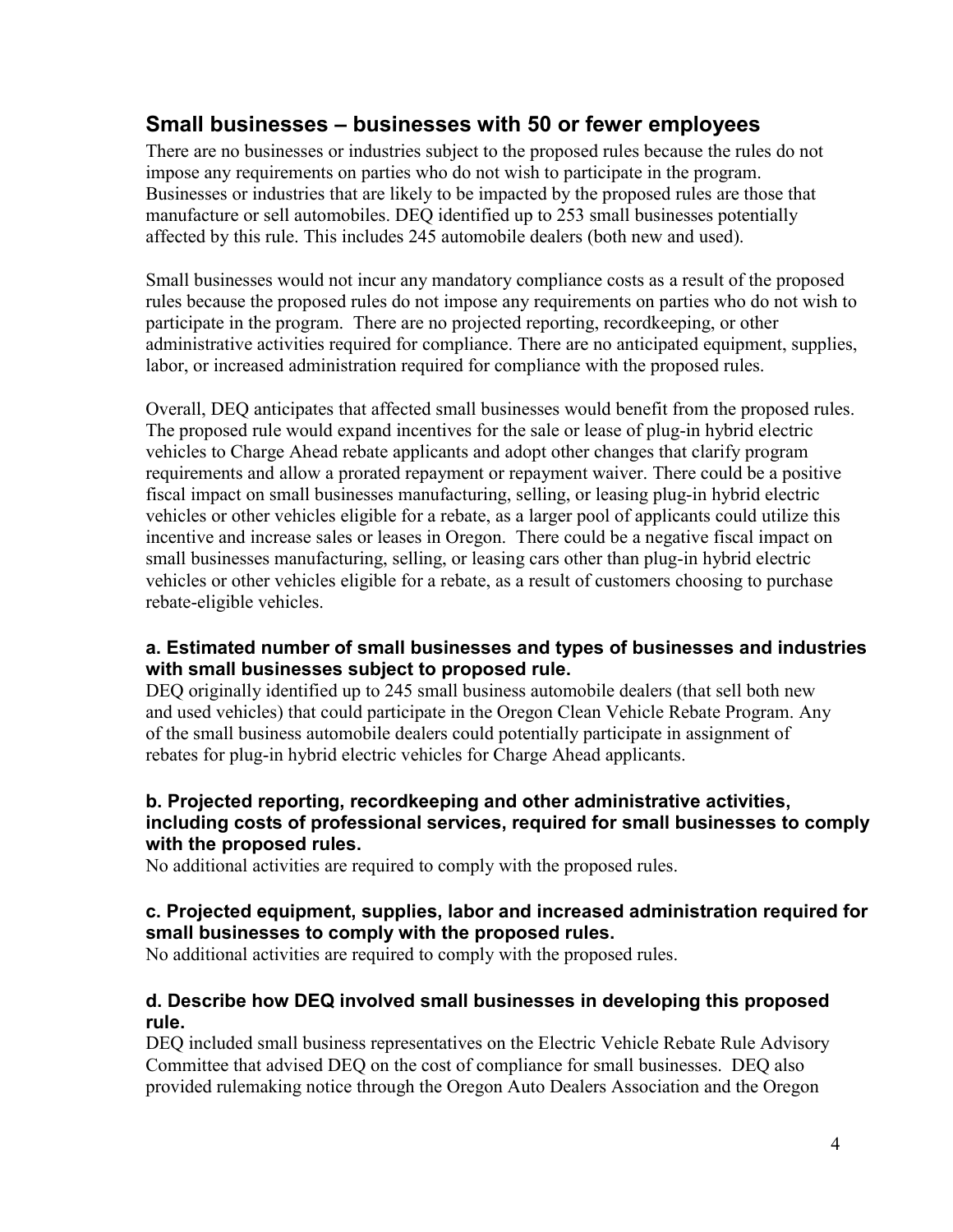## Small businesses – businesses with 50 or fewer employees

There are no businesses or industries subject to the proposed rules because the rules do not impose any requirements on parties who do not wish to participate in the program. Businesses or industries that are likely to be impacted by the proposed rules are those that manufacture or sell automobiles. DEQ identified up to 253 small businesses potentially affected by this rule. This includes 245 automobile dealers (both new and used).

Small businesses would not incur any mandatory compliance costs as a result of the proposed rules because the proposed rules do not impose any requirements on parties who do not wish to participate in the program. There are no projected reporting, recordkeeping, or other administrative activities required for compliance. There are no anticipated equipment, supplies, labor, or increased administration required for compliance with the proposed rules.

Overall, DEQ anticipates that affected small businesses would benefit from the proposed rules. The proposed rule would expand incentives for the sale or lease of plug-in hybrid electric vehicles to Charge Ahead rebate applicants and adopt other changes that clarify program requirements and allow a prorated repayment or repayment waiver. There could be a positive fiscal impact on small businesses manufacturing, selling, or leasing plug-in hybrid electric vehicles or other vehicles eligible for a rebate, as a larger pool of applicants could utilize this incentive and increase sales or leases in Oregon. There could be a negative fiscal impact on small businesses manufacturing, selling, or leasing cars other than plug-in hybrid electric vehicles or other vehicles eligible for a rebate, as a result of customers choosing to purchase rebate-eligible vehicles.

### a. Estimated number of small businesses and types of businesses and industries with small businesses subject to proposed rule.

DEQ originally identified up to 245 small business automobile dealers (that sell both new and used vehicles) that could participate in the Oregon Clean Vehicle Rebate Program. Any of the small business automobile dealers could potentially participate in assignment of rebates for plug-in hybrid electric vehicles for Charge Ahead applicants.

### b. Projected reporting, recordkeeping and other administrative activities, including costs of professional services, required for small businesses to comply with the proposed rules.

No additional activities are required to comply with the proposed rules.

### c. Projected equipment, supplies, labor and increased administration required for small businesses to comply with the proposed rules.

No additional activities are required to comply with the proposed rules.

### d. Describe how DEQ involved small businesses in developing this proposed rule.

DEQ included small business representatives on the Electric Vehicle Rebate Rule Advisory Committee that advised DEQ on the cost of compliance for small businesses. DEQ also provided rulemaking notice through the Oregon Auto Dealers Association and the Oregon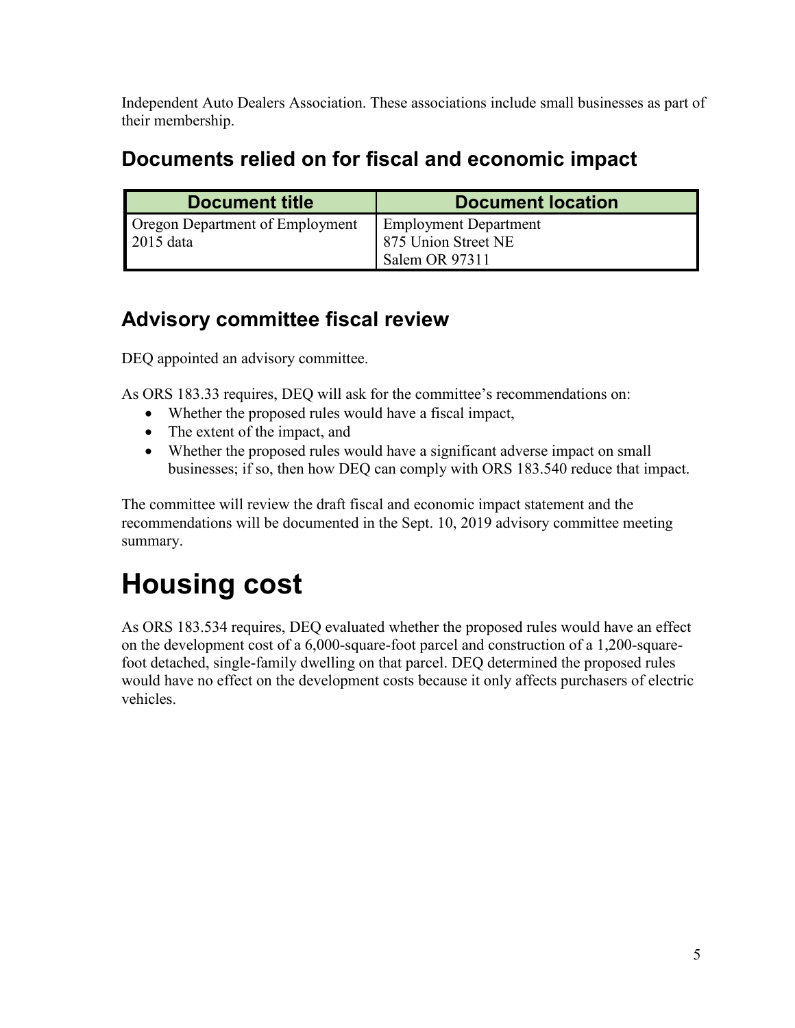Independent Auto Dealers Association. These associations include small businesses as part of their membership.

## Documents relied on for fiscal and economic impact

| Document title | Document location |
|---|---|
| Oregon Department of Employment 2015 data | Employment Department<br>875 Union Street NE<br>Salem OR 97311 |

## Advisory committee fiscal review

DEQ appointed an advisory committee.

As ORS 183.33 requires, DEQ will ask for the committee's recommendations on:

- Whether the proposed rules would have a fiscal impact,
- The extent of the impact, and
- Whether the proposed rules would have a significant adverse impact on small businesses; if so, then how DEQ can comply with ORS 183.540 reduce that impact.

The committee will review the draft fiscal and economic impact statement and the recommendations will be documented in the Sept. 10, 2019 advisory committee meeting summary.

# Housing cost

As ORS 183.534 requires, DEQ evaluated whether the proposed rules would have an effect on the development cost of a 6,000-square-foot parcel and construction of a 1,200-square-foot detached, single-family dwelling on that parcel. DEQ determined the proposed rules would have no effect on the development costs because it only affects purchasers of electric vehicles.